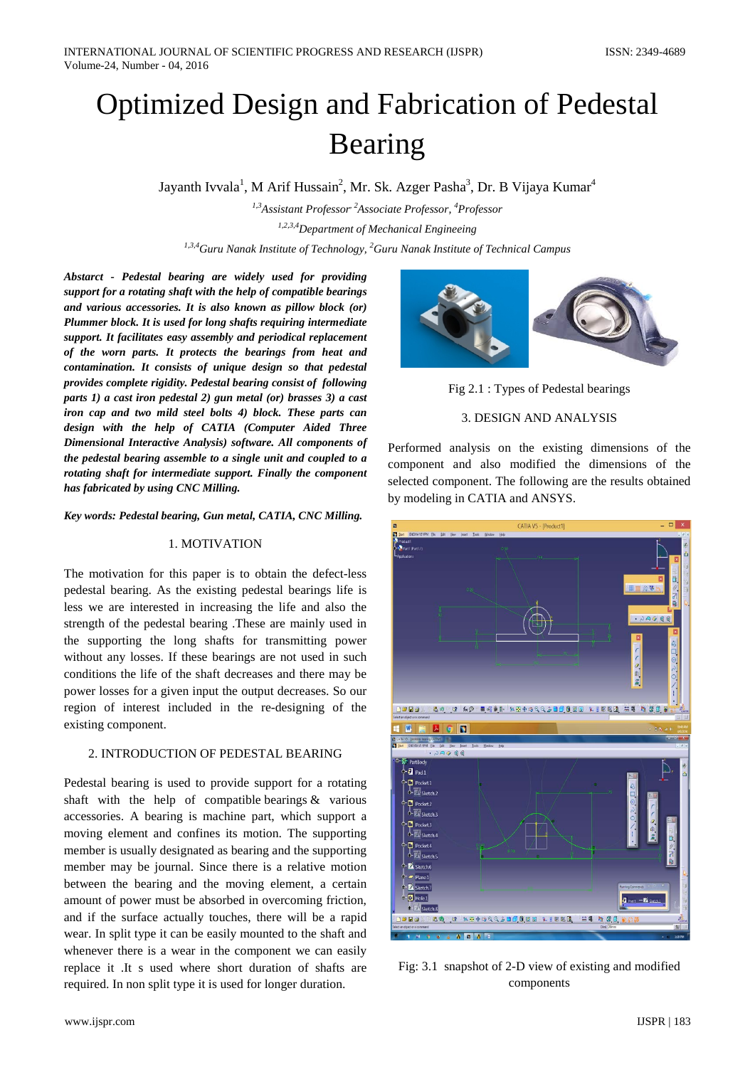# Optimized Design and Fabrication of Pedestal Bearing

Jayanth Ivvala[1], M Arif Hussain[2], Mr. Sk. Azger Pasha[3], Dr. B Vijaya Kumar[4]

*[1,3]Assistant Professor [2]Associate Professor, [4]Professor*

*[1,2,3,4]Department of Mechanical Engineeing*

*[1,3,4]Guru Nanak Institute of Technology, [2]Guru Nanak Institute of Technical Campus*

***Abstract - Pedestal bearing are widely used for providing support for a rotating shaft with the help of compatible bearings and various accessories. It is also known as pillow block (or) Plummer block. It is used for long shafts requiring intermediate support. It facilitates easy assembly and periodical replacement of the worn parts. It protects the bearings from heat and contamination. It consists of unique design so that pedestal provides complete rigidity. Pedestal bearing consist of following parts 1) a cast iron pedestal 2) gun metal (or) brasses 3) a cast iron cap and two mild steel bolts 4) block. These parts can design with the help of CATIA (Computer Aided Three Dimensional Interactive Analysis) software. All components of the pedestal bearing assemble to a single unit and coupled to a rotating shaft for intermediate support. Finally the component has fabricated by using CNC Milling.***

***Key words: Pedestal bearing, Gun metal, CATIA, CNC Milling.***

## 1. MOTIVATION

The motivation for this paper is to obtain the defect-less pedestal bearing. As the existing pedestal bearings life is less we are interested in increasing the life and also the strength of the pedestal bearing .These are mainly used in the supporting the long shafts for transmitting power without any losses. If these bearings are not used in such conditions the life of the shaft decreases and there may be power losses for a given input the output decreases. So our region of interest included in the re-designing of the existing component.

## 2. INTRODUCTION OF PEDESTAL BEARING

Pedestal bearing is used to provide support for a rotating shaft with the help of compatible bearings & various accessories. A bearing is machine part, which support a moving element and confines its motion. The supporting member is usually designated as bearing and the supporting member may be journal. Since there is a relative motion between the bearing and the moving element, a certain amount of power must be absorbed in overcoming friction, and if the surface actually touches, there will be a rapid wear. In split type it can be easily mounted to the shaft and whenever there is a wear in the component we can easily replace it .It s used where short duration of shafts are required. In non split type it is used for longer duration.

Fig 2.1 : Types of Pedestal bearings

## 3. DESIGN AND ANALYSIS

Performed analysis on the existing dimensions of the component and also modified the dimensions of the selected component. The following are the results obtained by modeling in CATIA and ANSYS.

Fig: 3.1 snapshot of 2-D view of existing and modified components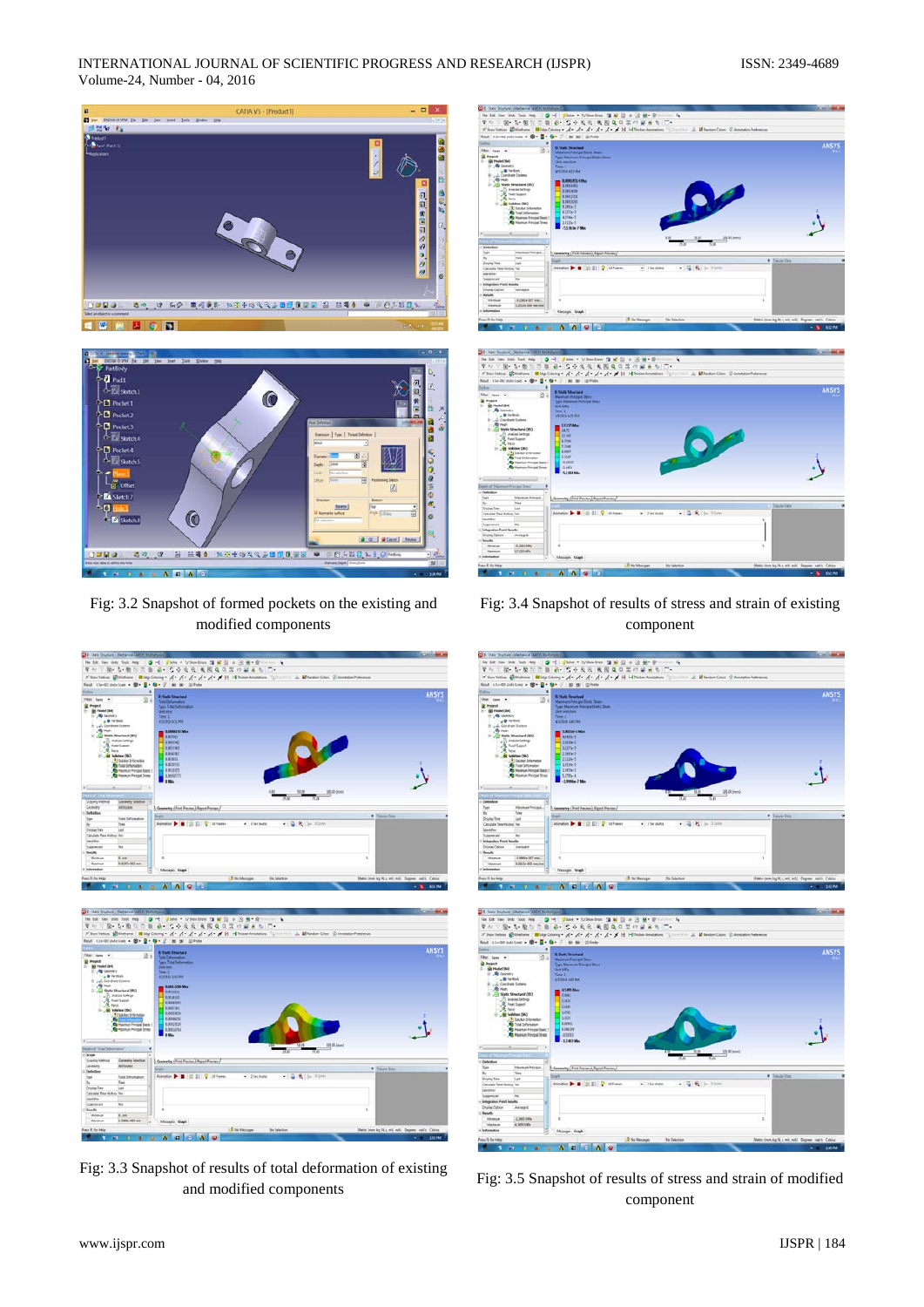Fig: 3.2 Snapshot of formed pockets on the existing and modified components

Fig: 3.4 Snapshot of results of stress and strain of existing component

Fig: 3.3 Snapshot of results of total deformation of existing and modified components

Fig: 3.5 Snapshot of results of stress and strain of modified component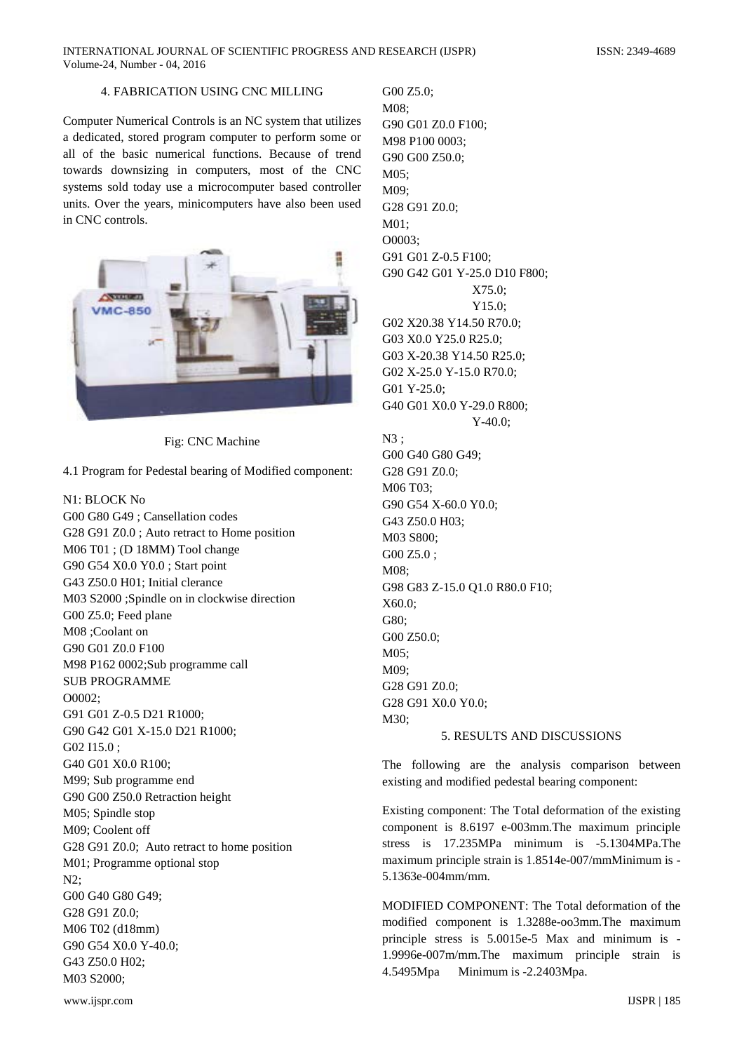## 4. FABRICATION USING CNC MILLING

Computer Numerical Controls is an NC system that utilizes a dedicated, stored program computer to perform some or all of the basic numerical functions. Because of trend towards downsizing in computers, most of the CNC systems sold today use a microcomputer based controller units. Over the years, minicomputers have also been used in CNC controls.

Fig: CNC Machine

4.1 Program for Pedestal bearing of Modified component:

```
N1: BLOCK No
G00 G80 G49 ; Cansellation codes
G28 G91 Z0.0 ; Auto retract to Home position
M06 T01 ; (D 18MM) Tool change
G90 G54 X0.0 Y0.0 ; Start point
G43 Z50.0 H01; Initial clerance
M03 S2000 ;Spindle on in clockwise direction
G00 Z5.0; Feed plane
M08 ;Coolant on
G90 G01 Z0.0 F100
M98 P162 0002;Sub programme call
SUB PROGRAMME
O0002;
G91 G01 Z-0.5 D21 R1000;
G90 G42 G01 X-15.0 D21 R1000;
G02 I15.0 ;
G40 G01 X0.0 R100;
M99; Sub programme end
G90 G00 Z50.0 Retraction height
M05; Spindle stop
M09; Coolent off
G28 G91 Z0.0;  Auto retract to home position
M01; Programme optional stop
N2;
G00 G40 G80 G49;
G28 G91 Z0.0;
M06 T02 (d18mm)
G90 G54 X0.0 Y-40.0;
G43 Z50.0 H02;
M03 S2000;
G00 Z5.0;
M08;
G90 G01 Z0.0 F100;
M98 P100 0003;
G90 G00 Z50.0;
M05;
M09;
G28 G91 Z0.0;
M01;
O0003;
G91 G01 Z-0.5 F100;
G90 G42 G01 Y-25.0 D10 F800;
            X75.0;
            Y15.0;
G02 X20.38 Y14.50 R70.0;
G03 X0.0 Y25.0 R25.0;
G03 X-20.38 Y14.50 R25.0;
G02 X-25.0 Y-15.0 R70.0;
G01 Y-25.0;
G40 G01 X0.0 Y-29.0 R800;
            Y-40.0;
N3 ;
G00 G40 G80 G49;
G28 G91 Z0.0;
M06 T03;
G90 G54 X-60.0 Y0.0;
G43 Z50.0 H03;
M03 S800;
G00 Z5.0 ;
M08;
G98 G83 Z-15.0 Q1.0 R80.0 F10;
X60.0;
G80;
G00 Z50.0;
M05;
M09;
G28 G91 Z0.0;
G28 G91 X0.0 Y0.0;
M30;
```

## 5. RESULTS AND DISCUSSIONS

The following are the analysis comparison between existing and modified pedestal bearing component:

Existing component: The Total deformation of the existing component is 8.6197 e-003mm.The maximum principle stress is 17.235MPa minimum is -5.1304MPa.The maximum principle strain is 1.8514e-007/mmMinimum is -5.1363e-004mm/mm.

MODIFIED COMPONENT: The Total deformation of the modified component is 1.3288e-oo3mm.The maximum principle stress is 5.0015e-5 Max and minimum is -1.9996e-007m/mm.The maximum principle strain is 4.5495Mpa Minimum is -2.2403Mpa.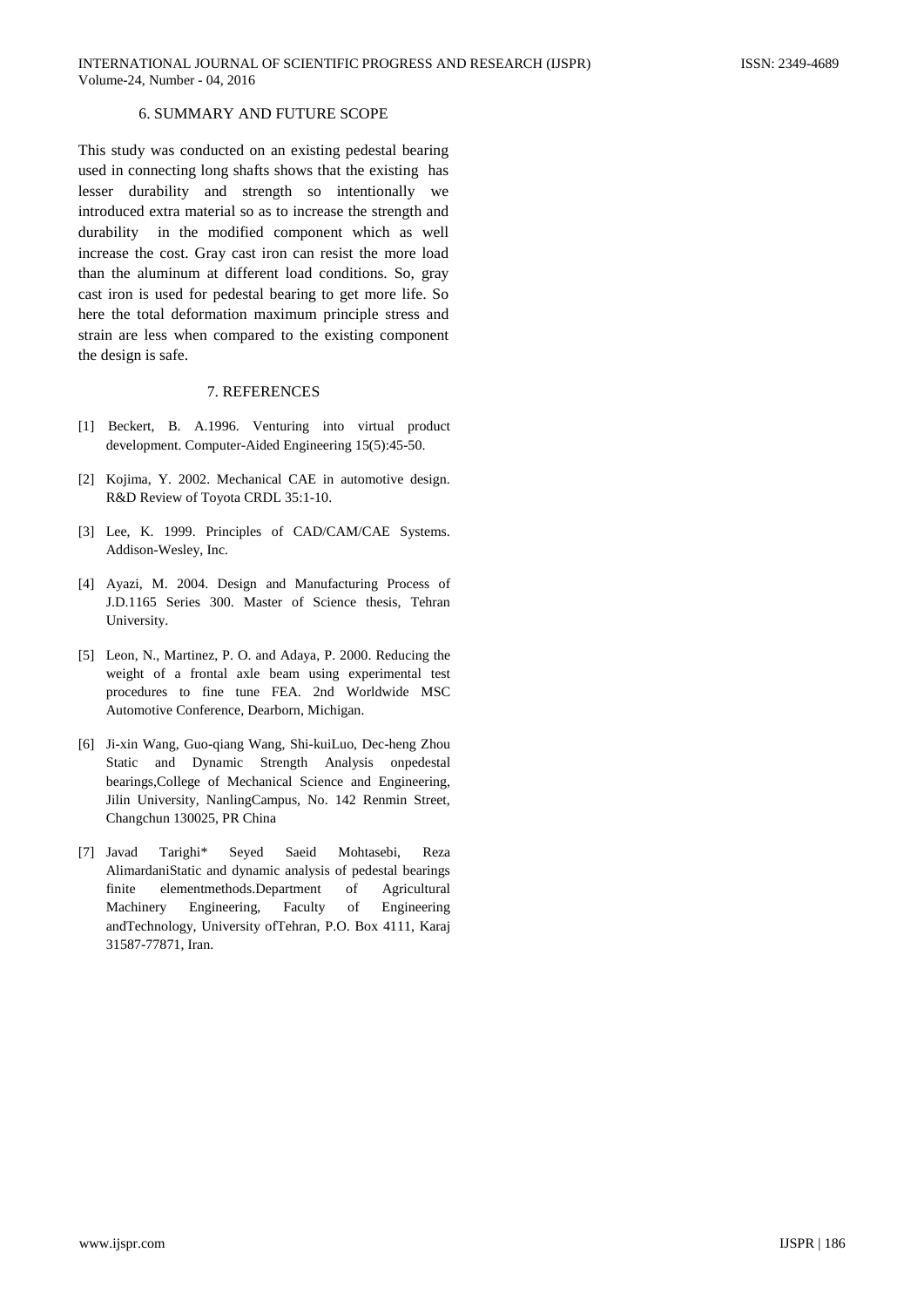## 6. SUMMARY AND FUTURE SCOPE

This study was conducted on an existing pedestal bearing used in connecting long shafts shows that the existing has lesser durability and strength so intentionally we introduced extra material so as to increase the strength and durability in the modified component which as well increase the cost. Gray cast iron can resist the more load than the aluminum at different load conditions. So, gray cast iron is used for pedestal bearing to get more life. So here the total deformation maximum principle stress and strain are less when compared to the existing component the design is safe.

## 7. REFERENCES

[1] Beckert, B. A.1996. Venturing into virtual product development. Computer-Aided Engineering 15(5):45-50.

[2] Kojima, Y. 2002. Mechanical CAE in automotive design. R&D Review of Toyota CRDL 35:1-10.

[3] Lee, K. 1999. Principles of CAD/CAM/CAE Systems. Addison-Wesley, Inc.

[4] Ayazi, M. 2004. Design and Manufacturing Process of J.D.1165 Series 300. Master of Science thesis, Tehran University.

[5] Leon, N., Martinez, P. O. and Adaya, P. 2000. Reducing the weight of a frontal axle beam using experimental test procedures to fine tune FEA. 2nd Worldwide MSC Automotive Conference, Dearborn, Michigan.

[6] Ji-xin Wang, Guo-qiang Wang, Shi-kuiLuo, Dec-heng Zhou Static and Dynamic Strength Analysis onpedestal bearings,College of Mechanical Science and Engineering, Jilin University, NanlingCampus, No. 142 Renmin Street, Changchun 130025, PR China

[7] Javad Tarighi* Seyed Saeid Mohtasebi, Reza AlimardaniStatic and dynamic analysis of pedestal bearings finite elementmethods.Department of Agricultural Machinery Engineering, Faculty of Engineering andTechnology, University ofTehran, P.O. Box 4111, Karaj 31587-77871, Iran.